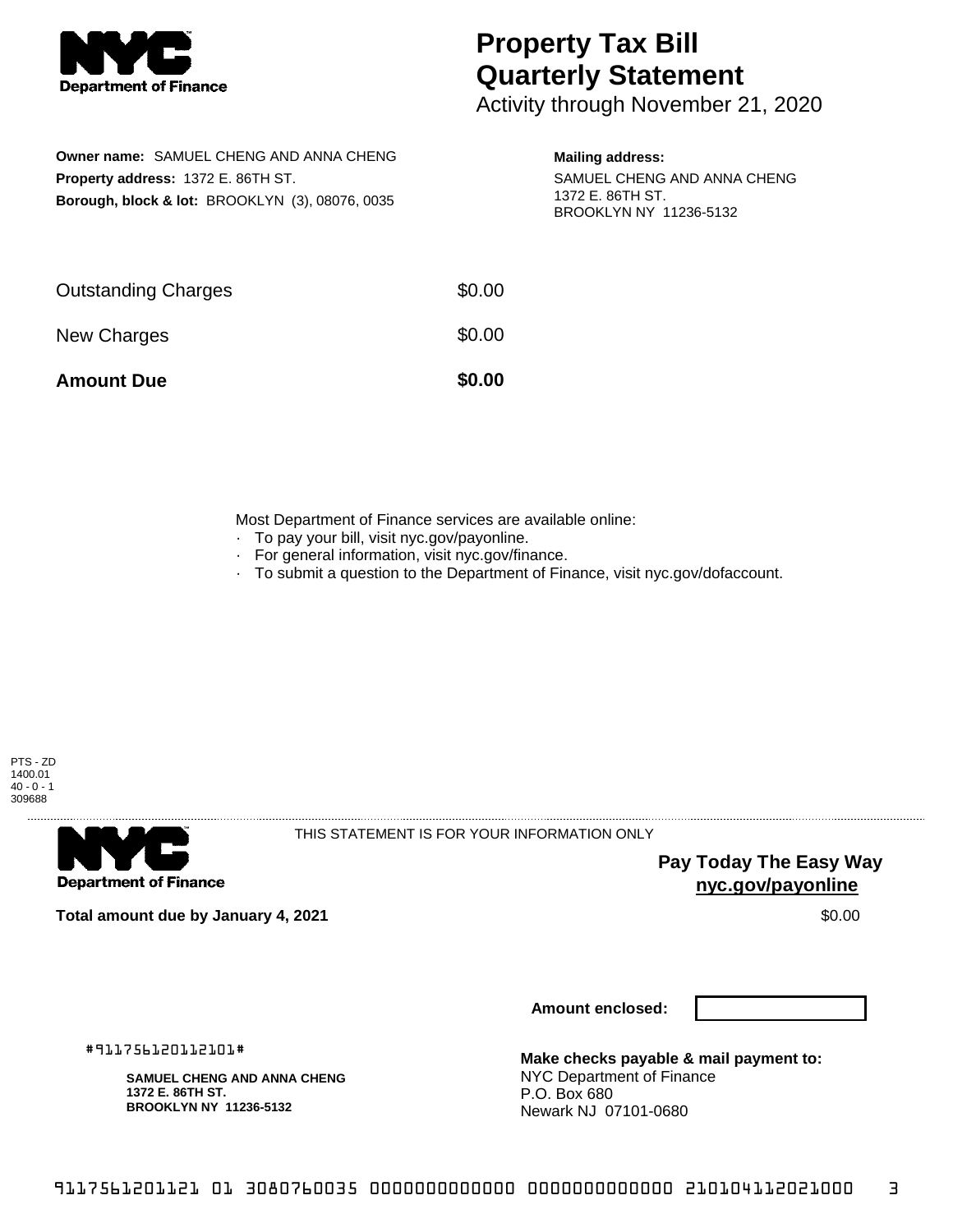# Property Tax Bill Quarterly Statement

Activity through November 21, 2020

**Owner name:** SAMUEL CHENG AND ANNA CHENG
**Property address:** 1372 E. 86TH ST.
**Borough, block & lot:** BROOKLYN (3), 08076, 0035

**Mailing address:**
SAMUEL CHENG AND ANNA CHENG
1372 E. 86TH ST.
BROOKLYN NY 11236-5132

| | |
|---|---|
| Outstanding Charges | $0.00 |
| New Charges | $0.00 |
| **Amount Due** | **$0.00** |

Most Department of Finance services are available online:
- To pay your bill, visit nyc.gov/payonline.
- For general information, visit nyc.gov/finance.
- To submit a question to the Department of Finance, visit nyc.gov/dofaccount.

PTS - ZD
1400.01
40 - 0 - 1
309688

THIS STATEMENT IS FOR YOUR INFORMATION ONLY

**Pay Today The Easy Way**
**nyc.gov/payonline**

**Total amount due by January 4, 2021** $0.00

**Amount enclosed:**

#911756120112101#

**SAMUEL CHENG AND ANNA CHENG**
**1372 E. 86TH ST.**
**BROOKLYN NY 11236-5132**

**Make checks payable & mail payment to:**
NYC Department of Finance
P.O. Box 680
Newark NJ 07101-0680

9117561201121 01 3080760035 0000000000000 0000000000000 210104112021000 3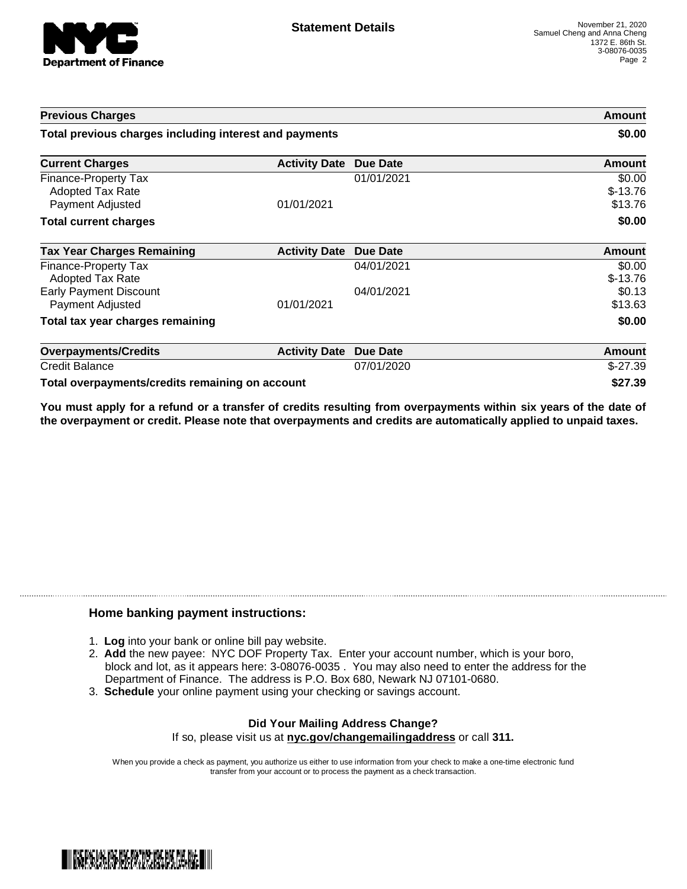Statement Details

November 21, 2020
Samuel Cheng and Anna Cheng
1372 E. 86th St.
3-08076-0035

| Previous Charges | | | Amount |
|---|---|---|---|
| **Total previous charges including interest and payments** | | | **$0.00** |

| Current Charges | Activity Date | Due Date | Amount |
|---|---|---|---|
| Finance-Property Tax | | 01/01/2021 | $0.00 |
| Adopted Tax Rate | | | $-13.76 |
| Payment Adjusted | 01/01/2021 | | $13.76 |
| **Total current charges** | | | **$0.00** |

| Tax Year Charges Remaining | Activity Date | Due Date | Amount |
|---|---|---|---|
| Finance-Property Tax | | 04/01/2021 | $0.00 |
| Adopted Tax Rate | | | $-13.76 |
| Early Payment Discount | | 04/01/2021 | $0.13 |
| Payment Adjusted | 01/01/2021 | | $13.63 |
| **Total tax year charges remaining** | | | **$0.00** |

| Overpayments/Credits | Activity Date | Due Date | Amount |
|---|---|---|---|
| Credit Balance | | 07/01/2020 | $-27.39 |
| **Total overpayments/credits remaining on account** | | | **$27.39** |

**You must apply for a refund or a transfer of credits resulting from overpayments within six years of the date of the overpayment or credit. Please note that overpayments and credits are automatically applied to unpaid taxes.**

### Home banking payment instructions:

1. **Log** into your bank or online bill pay website.
2. **Add** the new payee: NYC DOF Property Tax. Enter your account number, which is your boro, block and lot, as it appears here: 3-08076-0035 . You may also need to enter the address for the Department of Finance. The address is P.O. Box 680, Newark NJ 07101-0680.
3. **Schedule** your online payment using your checking or savings account.

**Did Your Mailing Address Change?**
If so, please visit us at **nyc.gov/changemailingaddress** or call **311.**

When you provide a check as payment, you authorize us either to use information from your check to make a one-time electronic fund transfer from your account or to process the payment as a check transaction.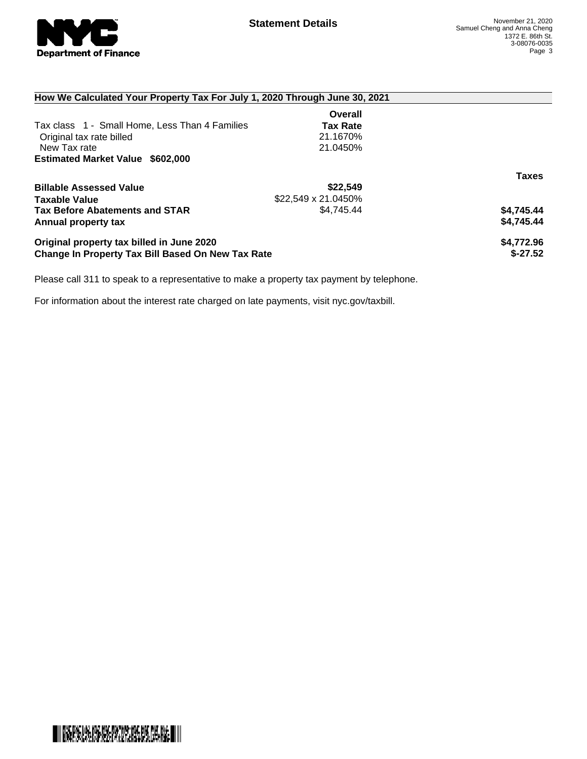**Statement Details**

November 21, 2020
Samuel Cheng and Anna Cheng
1372 E. 86th St.
3-08076-0035

## How We Calculated Your Property Tax For July 1, 2020 Through June 30, 2021

| | Overall Tax Rate | |
|---|---|---|
| Tax class 1 - Small Home, Less Than 4 Families | | |
| Original tax rate billed | 21.1670% | |
| New Tax rate | 21.0450% | |
| **Estimated Market Value $602,000** | | |
| | | **Taxes** |
| **Billable Assessed Value** | **$22,549** | |
| **Taxable Value** | $22,549 x 21.0450% | |
| **Tax Before Abatements and STAR** | $4,745.44 | **$4,745.44** |
| **Annual property tax** | | **$4,745.44** |
| **Original property tax billed in June 2020** | | **$4,772.96** |
| **Change In Property Tax Bill Based On New Tax Rate** | | **$-27.52** |

Please call 311 to speak to a representative to make a property tax payment by telephone.

For information about the interest rate charged on late payments, visit nyc.gov/taxbill.